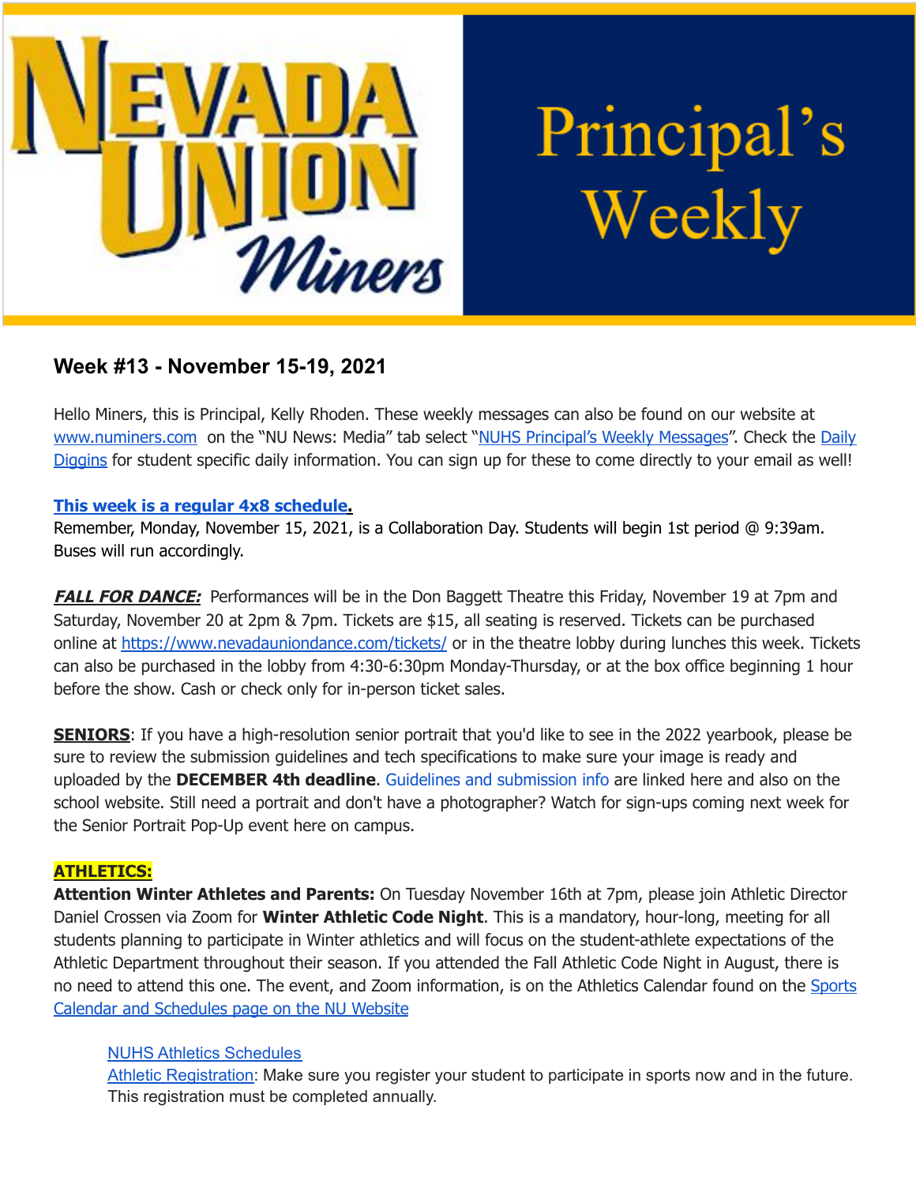# Nevada Union Miners — Principal's Weekly

## Week #13 - November 15-19, 2021

Hello Miners, this is Principal, Kelly Rhoden. These weekly messages can also be found on our website at www.numiners.com on the "NU News: Media" tab select "NUHS Principal's Weekly Messages". Check the Daily Diggins for student specific daily information. You can sign up for these to come directly to your email as well!

**This week is a regular 4x8 schedule.**
Remember, Monday, November 15, 2021, is a Collaboration Day. Students will begin 1st period @ 9:39am. Buses will run accordingly.

***FALL FOR DANCE:*** Performances will be in the Don Baggett Theatre this Friday, November 19 at 7pm and Saturday, November 20 at 2pm & 7pm. Tickets are $15, all seating is reserved. Tickets can be purchased online at https://www.nevadauniondance.com/tickets/ or in the theatre lobby during lunches this week. Tickets can also be purchased in the lobby from 4:30-6:30pm Monday-Thursday, or at the box office beginning 1 hour before the show. Cash or check only for in-person ticket sales.

**SENIORS**: If you have a high-resolution senior portrait that you'd like to see in the 2022 yearbook, please be sure to review the submission guidelines and tech specifications to make sure your image is ready and uploaded by the **DECEMBER 4th deadline**. Guidelines and submission info are linked here and also on the school website. Still need a portrait and don't have a photographer? Watch for sign-ups coming next week for the Senior Portrait Pop-Up event here on campus.

**ATHLETICS:**
**Attention Winter Athletes and Parents:** On Tuesday November 16th at 7pm, please join Athletic Director Daniel Crossen via Zoom for **Winter Athletic Code Night**. This is a mandatory, hour-long, meeting for all students planning to participate in Winter athletics and will focus on the student-athlete expectations of the Athletic Department throughout their season. If you attended the Fall Athletic Code Night in August, there is no need to attend this one. The event, and Zoom information, is on the Athletics Calendar found on the Sports Calendar and Schedules page on the NU Website

NUHS Athletics Schedules
Athletic Registration: Make sure you register your student to participate in sports now and in the future. This registration must be completed annually.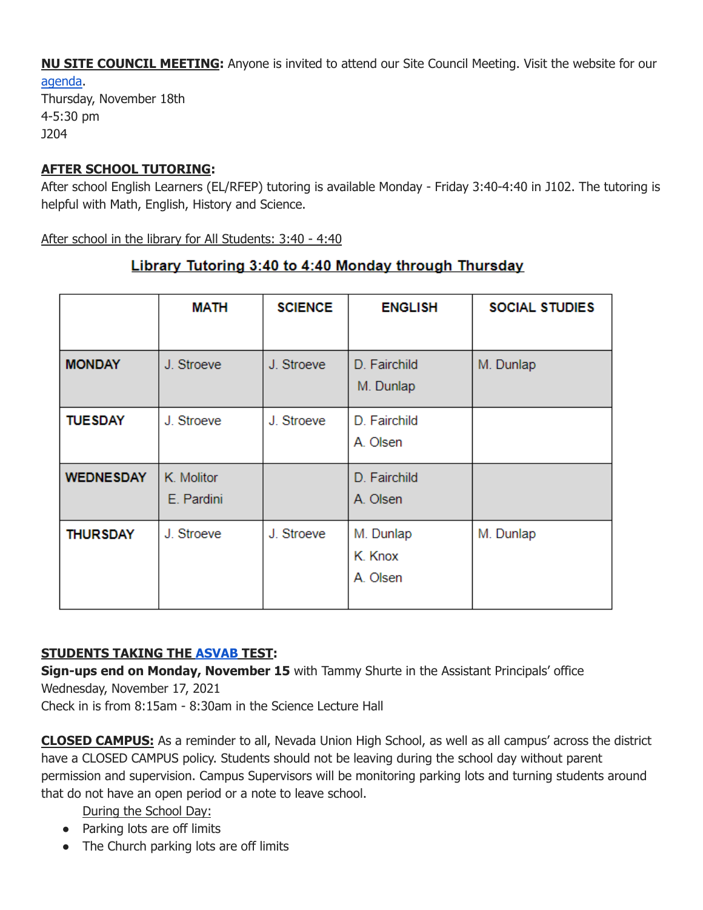**NU SITE COUNCIL MEETING:** Anyone is invited to attend our Site Council Meeting. Visit the website for our agenda.
Thursday, November 18th
4-5:30 pm
J204

**AFTER SCHOOL TUTORING:**
After school English Learners (EL/RFEP) tutoring is available Monday - Friday 3:40-4:40 in J102. The tutoring is helpful with Math, English, History and Science.

After school in the library for All Students: 3:40 - 4:40

**Library Tutoring 3:40 to 4:40 Monday through Thursday**

| | MATH | SCIENCE | ENGLISH | SOCIAL STUDIES |
|---|---|---|---|---|
| **MONDAY** | J. Stroeve | J. Stroeve | D. Fairchild<br>M. Dunlap | M. Dunlap |
| **TUESDAY** | J. Stroeve | J. Stroeve | D. Fairchild<br>A. Olsen | |
| **WEDNESDAY** | K. Molitor<br>E. Pardini | | D. Fairchild<br>A. Olsen | |
| **THURSDAY** | J. Stroeve | J. Stroeve | M. Dunlap<br>K. Knox<br>A. Olsen | M. Dunlap |

**STUDENTS TAKING THE ASVAB TEST:**
**Sign-ups end on Monday, November 15** with Tammy Shurte in the Assistant Principals' office
Wednesday, November 17, 2021
Check in is from 8:15am - 8:30am in the Science Lecture Hall

**CLOSED CAMPUS:** As a reminder to all, Nevada Union High School, as well as all campus' across the district have a CLOSED CAMPUS policy. Students should not be leaving during the school day without parent permission and supervision. Campus Supervisors will be monitoring parking lots and turning students around that do not have an open period or a note to leave school.

During the School Day:

- Parking lots are off limits
- The Church parking lots are off limits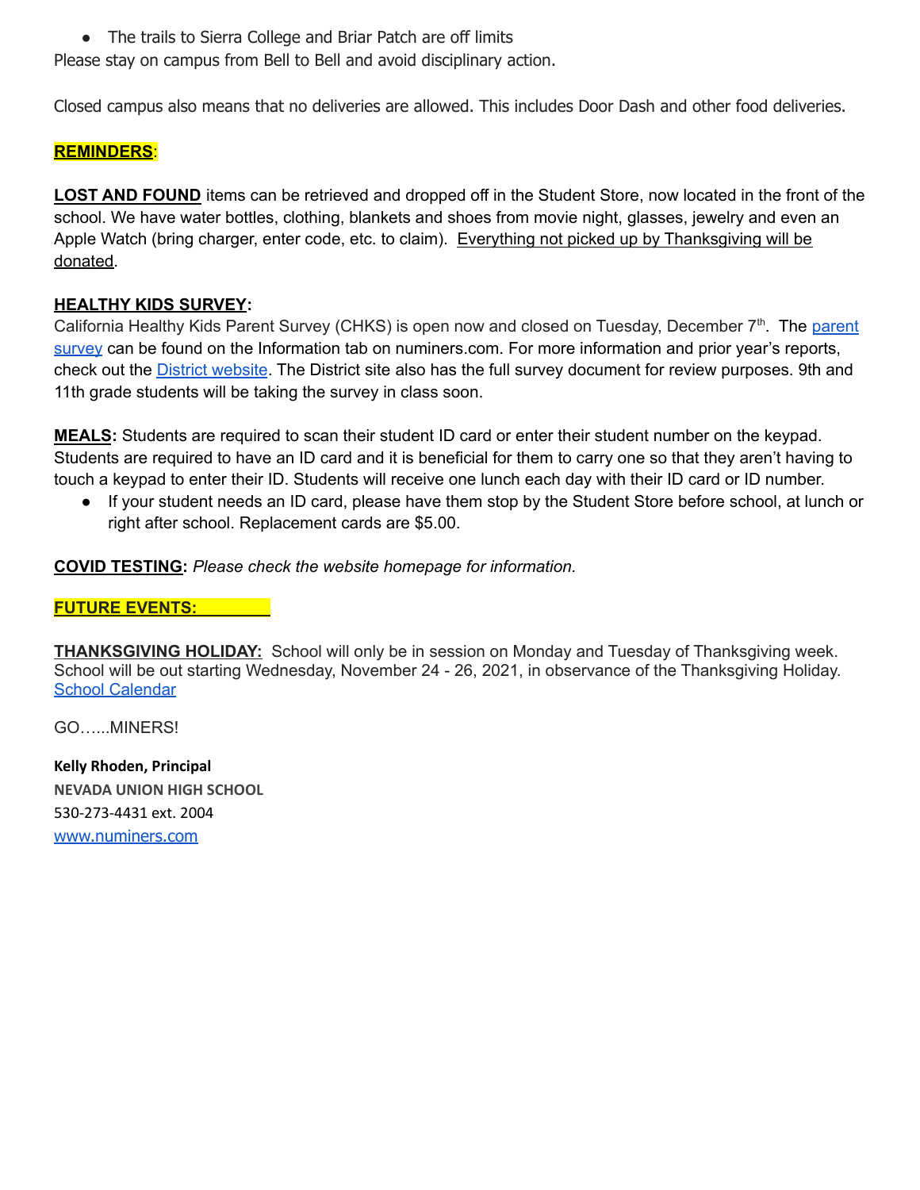- The trails to Sierra College and Briar Patch are off limits

Please stay on campus from Bell to Bell and avoid disciplinary action.

Closed campus also means that no deliveries are allowed. This includes Door Dash and other food deliveries.

**REMINDERS**:

**LOST AND FOUND** items can be retrieved and dropped off in the Student Store, now located in the front of the school. We have water bottles, clothing, blankets and shoes from movie night, glasses, jewelry and even an Apple Watch (bring charger, enter code, etc. to claim). Everything not picked up by Thanksgiving will be donated.

**HEALTHY KIDS SURVEY:**

California Healthy Kids Parent Survey (CHKS) is open now and closed on Tuesday, December 7th. The parent survey can be found on the Information tab on numiners.com. For more information and prior year's reports, check out the District website. The District site also has the full survey document for review purposes. 9th and 11th grade students will be taking the survey in class soon.

**MEALS:** Students are required to scan their student ID card or enter their student number on the keypad. Students are required to have an ID card and it is beneficial for them to carry one so that they aren't having to touch a keypad to enter their ID. Students will receive one lunch each day with their ID card or ID number.

- If your student needs an ID card, please have them stop by the Student Store before school, at lunch or right after school. Replacement cards are $5.00.

**COVID TESTING:** *Please check the website homepage for information.*

**FUTURE EVENTS:**

**THANKSGIVING HOLIDAY:** School will only be in session on Monday and Tuesday of Thanksgiving week. School will be out starting Wednesday, November 24 - 26, 2021, in observance of the Thanksgiving Holiday.
School Calendar

GO…...MINERS!

**Kelly Rhoden, Principal**
NEVADA UNION HIGH SCHOOL
530-273-4431 ext. 2004
www.numiners.com